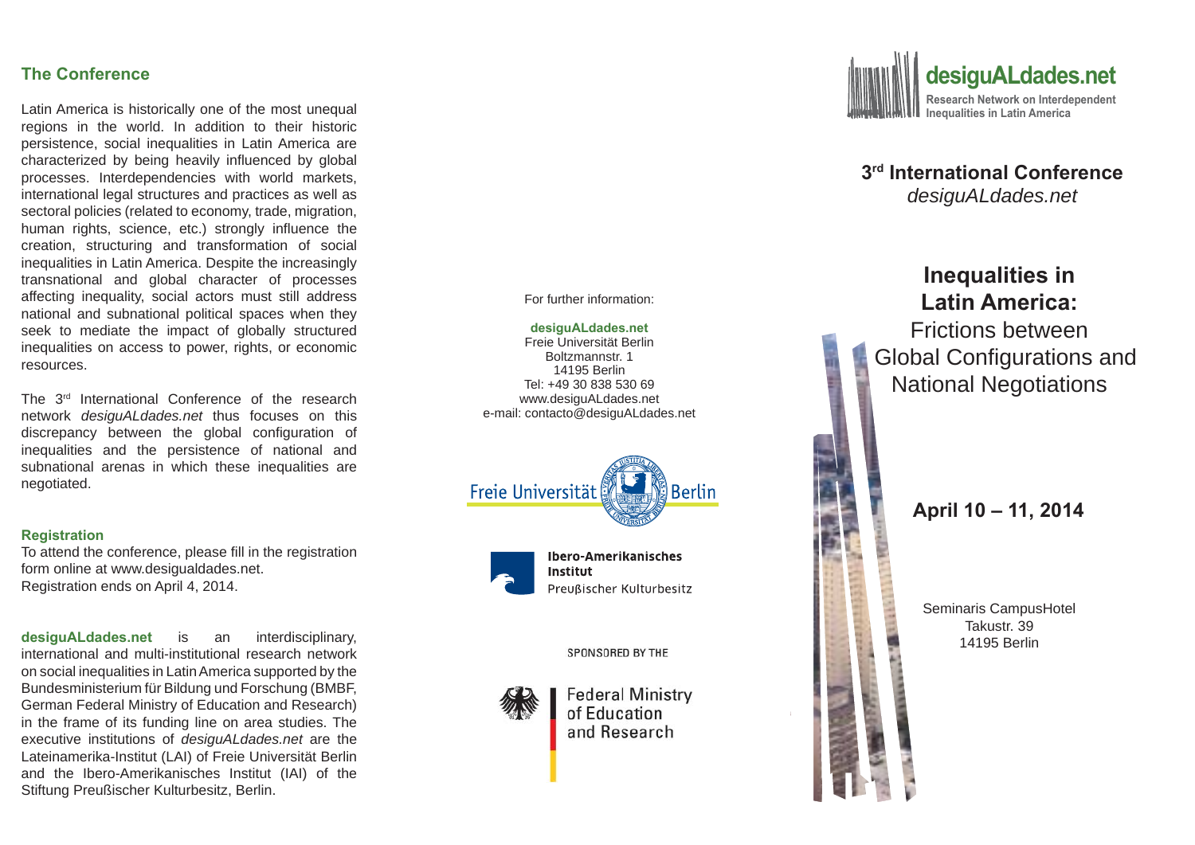## The Conference

Latin America is historically one of the most unequal regions in the world. In addition to their historic persistence, social inequalities in Latin America are characterized by being heavily influenced by global processes. Interdependencies with world markets, international legal structures and practices as well as sectoral policies (related to economy, trade, migration, human rights, science, etc.) strongly influence the creation, structuring and transformation of social inequalities in Latin America. Despite the increasingly transnational and global character of processes affecting inequality, social actors must still address national and subnational political spaces when they seek to mediate the impact of globally structured inequalities on access to power, rights, or economic resources.

The 3rd International Conference of the research network *desiguALdades.net* thus focuses on this discrepancy between the global configuration of inequalities and the persistence of national and subnational arenas in which these inequalities are negotiated.

### Registration

To attend the conference, please fill in the registration form online at www.desigualdades.net.
Registration ends on April 4, 2014.

**desiguALdades.net** is an interdisciplinary, international and multi-institutional research network on social inequalities in Latin America supported by the Bundesministerium für Bildung und Forschung (BMBF, German Federal Ministry of Education and Research) in the frame of its funding line on area studies. The executive institutions of *desiguALdades.net* are the Lateinamerika-Institut (LAI) of Freie Universität Berlin and the Ibero-Amerikanisches Institut (IAI) of the Stiftung Preußischer Kulturbesitz, Berlin.

For further information:

**desiguALdades.net**
Freie Universität Berlin
Boltzmannstr. 1
14195 Berlin
Tel: +49 30 838 530 69
www.desiguALdades.net
e-mail: contacto@desiguALdades.net

Freie Universität Berlin

Ibero-Amerikanisches Institut
Preußischer Kulturbesitz

SPONSORED BY THE

Federal Ministry of Education and Research

**desiguALdades.net**
Research Network on Interdependent Inequalities in Latin America

## 3rd International Conference
*desiguALdades.net*

# Inequalities in Latin America:
Frictions between Global Configurations and National Negotiations

**April 10 – 11, 2014**

Seminaris CampusHotel
Takustr. 39
14195 Berlin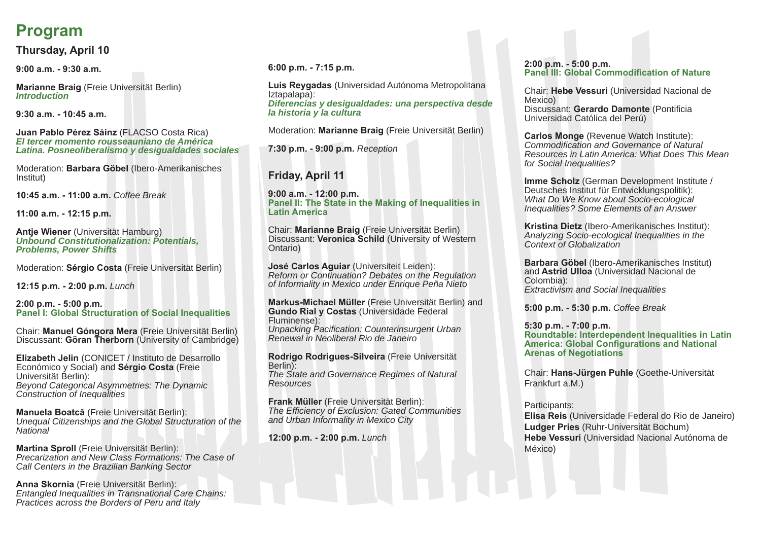# Program

## Thursday, April 10

**9:00 a.m. - 9:30 a.m.**

**Marianne Braig** (Freie Universität Berlin)
***Introduction***

**9:30 a.m. - 10:45 a.m.**

**Juan Pablo Pérez Sáinz** (FLACSO Costa Rica)
***El tercer momento rousseauniano de América Latina. Posneoliberalismo y desigualdades sociales***

Moderation: **Barbara Göbel** (Ibero-Amerikanisches Institut)

**10:45 a.m. - 11:00 a.m.** *Coffee Break*

**11:00 a.m. - 12:15 p.m.**

**Antje Wiener** (Universität Hamburg)
***Unbound Constitutionalization: Potentials, Problems, Power Shifts***

Moderation: **Sérgio Costa** (Freie Universität Berlin)

**12:15 p.m. - 2:00 p.m.** *Lunch*

**2:00 p.m. - 5:00 p.m.**
**Panel I: Global Structuration of Social Inequalities**

Chair: **Manuel Góngora Mera** (Freie Universität Berlin)
Discussant: **Göran Therborn** (University of Cambridge)

**Elizabeth Jelin** (CONICET / Instituto de Desarrollo Económico y Social) and **Sérgio Costa** (Freie Universität Berlin):
*Beyond Categorical Asymmetries: The Dynamic Construction of Inequalities*

**Manuela Boatcă** (Freie Universität Berlin):
*Unequal Citizenships and the Global Structuration of the National*

**Martina Sproll** (Freie Universität Berlin):
*Precarization and New Class Formations: The Case of Call Centers in the Brazilian Banking Sector*

**Anna Skornia** (Freie Universität Berlin):
*Entangled Inequalities in Transnational Care Chains: Practices across the Borders of Peru and Italy*

**6:00 p.m. - 7:15 p.m.**

**Luis Reygadas** (Universidad Autónoma Metropolitana Iztapalapa):
***Diferencias y desigualdades: una perspectiva desde la historia y la cultura***

Moderation: **Marianne Braig** (Freie Universität Berlin)

**7:30 p.m. - 9:00 p.m.** *Reception*

## Friday, April 11

**9:00 a.m. - 12:00 p.m.**
**Panel II: The State in the Making of Inequalities in Latin America**

Chair: **Marianne Braig** (Freie Universität Berlin)
Discussant: **Veronica Schild** (University of Western Ontario)

**José Carlos Aguiar** (Universiteit Leiden):
*Reform or Continuation? Debates on the Regulation of Informality in Mexico under Enrique Peña Nieto*

**Markus-Michael Müller** (Freie Universität Berlin) and **Gundo Rial y Costas** (Universidade Federal Fluminense):
*Unpacking Pacification: Counterinsurgent Urban Renewal in Neoliberal Rio de Janeiro*

**Rodrigo Rodrigues-Silveira** (Freie Universität Berlin):
*The State and Governance Regimes of Natural Resources*

**Frank Müller** (Freie Universität Berlin):
*The Efficiency of Exclusion: Gated Communities and Urban Informality in Mexico City*

**12:00 p.m. - 2:00 p.m.** *Lunch*

**2:00 p.m. - 5:00 p.m.**
**Panel III: Global Commodification of Nature**

Chair: **Hebe Vessuri** (Universidad Nacional de Mexico)
Discussant: **Gerardo Damonte** (Pontificia Universidad Católica del Perú)

**Carlos Monge** (Revenue Watch Institute):
*Commodification and Governance of Natural Resources in Latin America: What Does This Mean for Social Inequalities?*

**Imme Scholz** (German Development Institute / Deutsches Institut für Entwicklungspolitik):
*What Do We Know about Socio-ecological Inequalities? Some Elements of an Answer*

**Kristina Dietz** (Ibero-Amerikanisches Institut):
*Analyzing Socio-ecological Inequalities in the Context of Globalization*

**Barbara Göbel** (Ibero-Amerikanisches Institut) and **Astrid Ulloa** (Universidad Nacional de Colombia):
*Extractivism and Social Inequalities*

**5:00 p.m. - 5:30 p.m.** *Coffee Break*

**5:30 p.m. - 7:00 p.m.**
**Roundtable: Interdependent Inequalities in Latin America: Global Configurations and National Arenas of Negotiations**

Chair: **Hans-Jürgen Puhle** (Goethe-Universität Frankfurt a.M.)

Participants:
**Elisa Reis** (Universidade Federal do Rio de Janeiro)
**Ludger Pries** (Ruhr-Universität Bochum)
**Hebe Vessuri** (Universidad Nacional Autónoma de México)